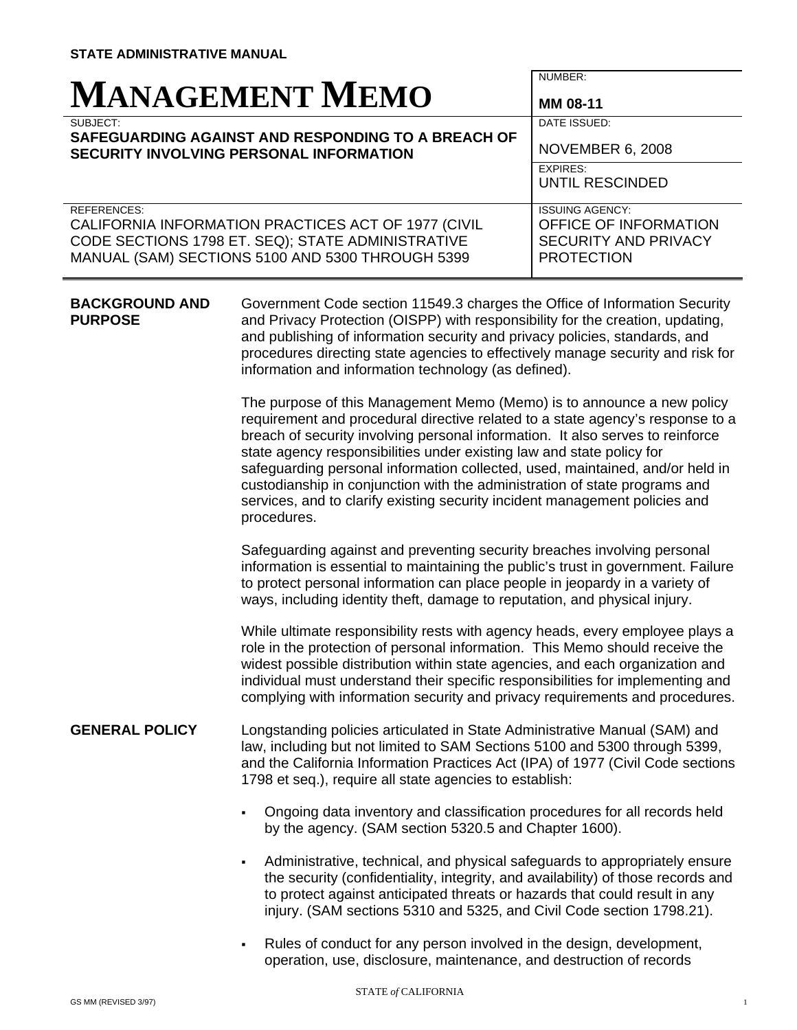**STATE ADMINISTRATIVE MANUAL**

# MANAGEMENT MEMO

| | |
|---|---|
| | NUMBER: **MM 08-11** |
| SUBJECT: **SAFEGUARDING AGAINST AND RESPONDING TO A BREACH OF SECURITY INVOLVING PERSONAL INFORMATION** | DATE ISSUED: NOVEMBER 6, 2008 |
| | EXPIRES: UNTIL RESCINDED |
| REFERENCES: CALIFORNIA INFORMATION PRACTICES ACT OF 1977 (CIVIL CODE SECTIONS 1798 ET. SEQ); STATE ADMINISTRATIVE MANUAL (SAM) SECTIONS 5100 AND 5300 THROUGH 5399 | ISSUING AGENCY: OFFICE OF INFORMATION SECURITY AND PRIVACY PROTECTION |

## BACKGROUND AND PURPOSE

Government Code section 11549.3 charges the Office of Information Security and Privacy Protection (OISPP) with responsibility for the creation, updating, and publishing of information security and privacy policies, standards, and procedures directing state agencies to effectively manage security and risk for information and information technology (as defined).

The purpose of this Management Memo (Memo) is to announce a new policy requirement and procedural directive related to a state agency's response to a breach of security involving personal information. It also serves to reinforce state agency responsibilities under existing law and state policy for safeguarding personal information collected, used, maintained, and/or held in custodianship in conjunction with the administration of state programs and services, and to clarify existing security incident management policies and procedures.

Safeguarding against and preventing security breaches involving personal information is essential to maintaining the public's trust in government. Failure to protect personal information can place people in jeopardy in a variety of ways, including identity theft, damage to reputation, and physical injury.

While ultimate responsibility rests with agency heads, every employee plays a role in the protection of personal information. This Memo should receive the widest possible distribution within state agencies, and each organization and individual must understand their specific responsibilities for implementing and complying with information security and privacy requirements and procedures.

## GENERAL POLICY

Longstanding policies articulated in State Administrative Manual (SAM) and law, including but not limited to SAM Sections 5100 and 5300 through 5399, and the California Information Practices Act (IPA) of 1977 (Civil Code sections 1798 et seq.), require all state agencies to establish:

- Ongoing data inventory and classification procedures for all records held by the agency. (SAM section 5320.5 and Chapter 1600).
- Administrative, technical, and physical safeguards to appropriately ensure the security (confidentiality, integrity, and availability) of those records and to protect against anticipated threats or hazards that could result in any injury. (SAM sections 5310 and 5325, and Civil Code section 1798.21).
- Rules of conduct for any person involved in the design, development, operation, use, disclosure, maintenance, and destruction of records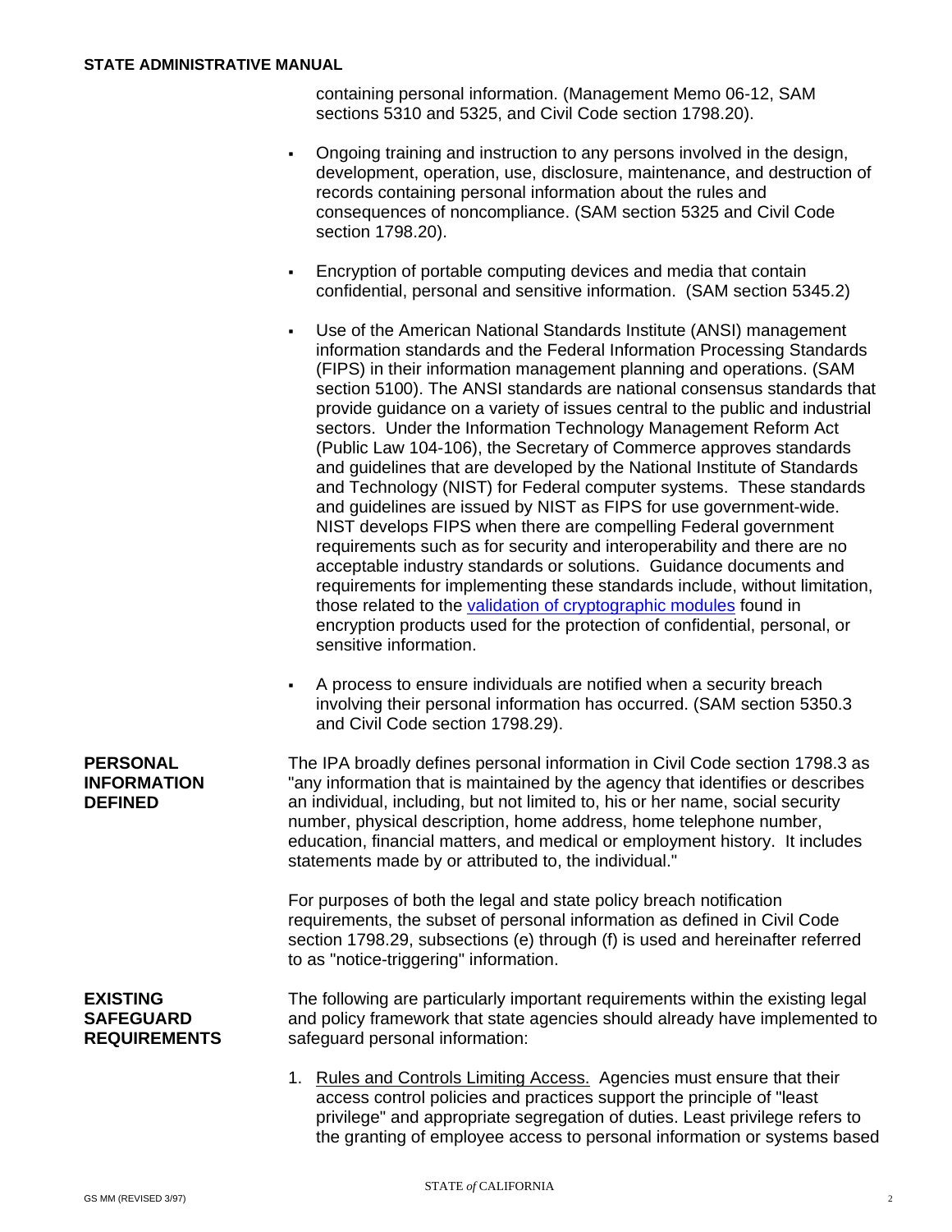containing personal information. (Management Memo 06-12, SAM sections 5310 and 5325, and Civil Code section 1798.20).

- Ongoing training and instruction to any persons involved in the design, development, operation, use, disclosure, maintenance, and destruction of records containing personal information about the rules and consequences of noncompliance. (SAM section 5325 and Civil Code section 1798.20).

- Encryption of portable computing devices and media that contain confidential, personal and sensitive information. (SAM section 5345.2)

- Use of the American National Standards Institute (ANSI) management information standards and the Federal Information Processing Standards (FIPS) in their information management planning and operations. (SAM section 5100). The ANSI standards are national consensus standards that provide guidance on a variety of issues central to the public and industrial sectors. Under the Information Technology Management Reform Act (Public Law 104-106), the Secretary of Commerce approves standards and guidelines that are developed by the National Institute of Standards and Technology (NIST) for Federal computer systems. These standards and guidelines are issued by NIST as FIPS for use government-wide. NIST develops FIPS when there are compelling Federal government requirements such as for security and interoperability and there are no acceptable industry standards or solutions. Guidance documents and requirements for implementing these standards include, without limitation, those related to the validation of cryptographic modules found in encryption products used for the protection of confidential, personal, or sensitive information.

- A process to ensure individuals are notified when a security breach involving their personal information has occurred. (SAM section 5350.3 and Civil Code section 1798.29).

**PERSONAL INFORMATION DEFINED**

The IPA broadly defines personal information in Civil Code section 1798.3 as "any information that is maintained by the agency that identifies or describes an individual, including, but not limited to, his or her name, social security number, physical description, home address, home telephone number, education, financial matters, and medical or employment history. It includes statements made by or attributed to, the individual."

For purposes of both the legal and state policy breach notification requirements, the subset of personal information as defined in Civil Code section 1798.29, subsections (e) through (f) is used and hereinafter referred to as "notice-triggering" information.

**EXISTING SAFEGUARD REQUIREMENTS**

The following are particularly important requirements within the existing legal and policy framework that state agencies should already have implemented to safeguard personal information:

1. Rules and Controls Limiting Access. Agencies must ensure that their access control policies and practices support the principle of "least privilege" and appropriate segregation of duties. Least privilege refers to the granting of employee access to personal information or systems based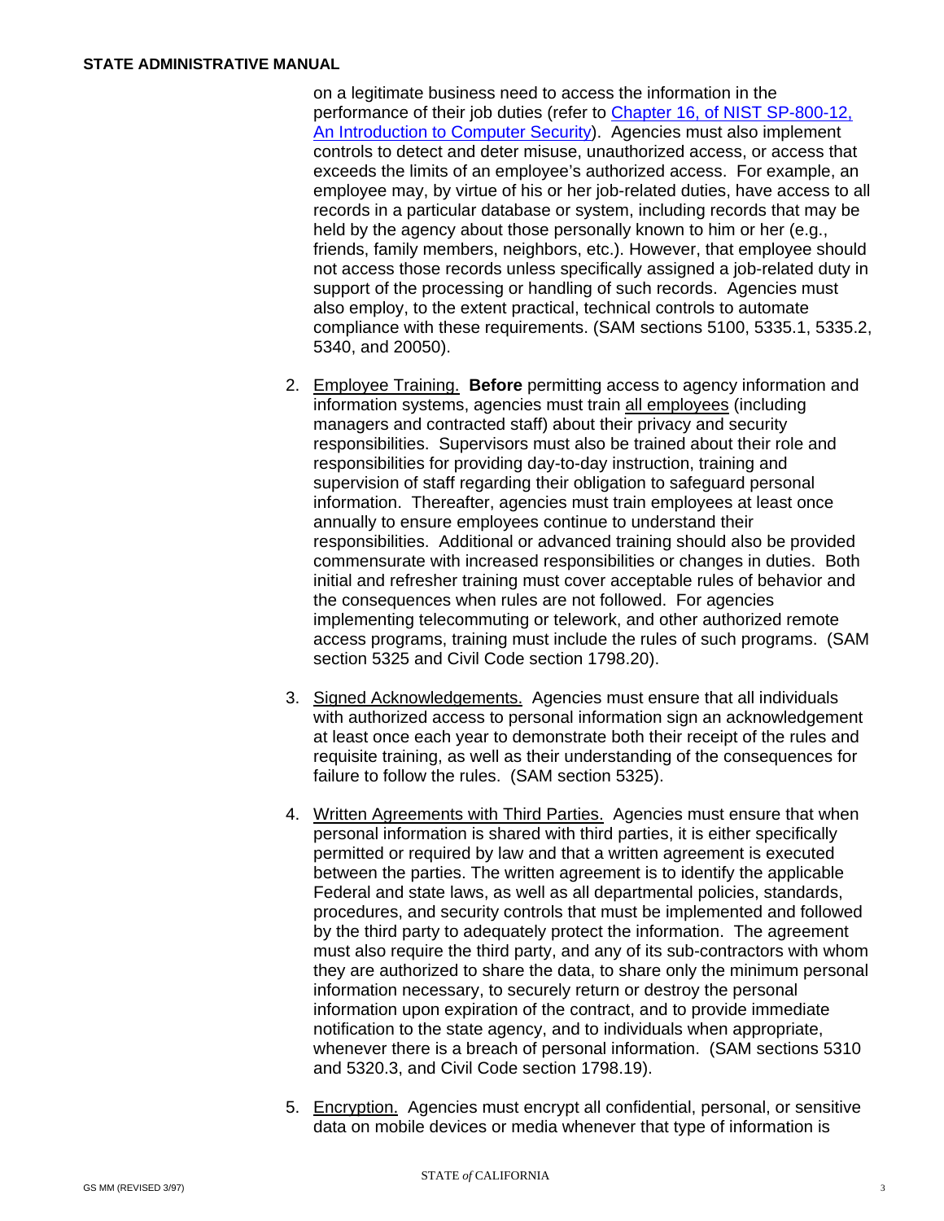on a legitimate business need to access the information in the performance of their job duties (refer to [Chapter 16, of NIST SP-800-12, An Introduction to Computer Security]). Agencies must also implement controls to detect and deter misuse, unauthorized access, or access that exceeds the limits of an employee's authorized access. For example, an employee may, by virtue of his or her job-related duties, have access to all records in a particular database or system, including records that may be held by the agency about those personally known to him or her (e.g., friends, family members, neighbors, etc.). However, that employee should not access those records unless specifically assigned a job-related duty in support of the processing or handling of such records. Agencies must also employ, to the extent practical, technical controls to automate compliance with these requirements. (SAM sections 5100, 5335.1, 5335.2, 5340, and 20050).

2. <u>Employee Training.</u> **Before** permitting access to agency information and information systems, agencies must train <u>all employees</u> (including managers and contracted staff) about their privacy and security responsibilities. Supervisors must also be trained about their role and responsibilities for providing day-to-day instruction, training and supervision of staff regarding their obligation to safeguard personal information. Thereafter, agencies must train employees at least once annually to ensure employees continue to understand their responsibilities. Additional or advanced training should also be provided commensurate with increased responsibilities or changes in duties. Both initial and refresher training must cover acceptable rules of behavior and the consequences when rules are not followed. For agencies implementing telecommuting or telework, and other authorized remote access programs, training must include the rules of such programs. (SAM section 5325 and Civil Code section 1798.20).

3. <u>Signed Acknowledgements.</u> Agencies must ensure that all individuals with authorized access to personal information sign an acknowledgement at least once each year to demonstrate both their receipt of the rules and requisite training, as well as their understanding of the consequences for failure to follow the rules. (SAM section 5325).

4. <u>Written Agreements with Third Parties.</u> Agencies must ensure that when personal information is shared with third parties, it is either specifically permitted or required by law and that a written agreement is executed between the parties. The written agreement is to identify the applicable Federal and state laws, as well as all departmental policies, standards, procedures, and security controls that must be implemented and followed by the third party to adequately protect the information. The agreement must also require the third party, and any of its sub-contractors with whom they are authorized to share the data, to share only the minimum personal information necessary, to securely return or destroy the personal information upon expiration of the contract, and to provide immediate notification to the state agency, and to individuals when appropriate, whenever there is a breach of personal information. (SAM sections 5310 and 5320.3, and Civil Code section 1798.19).

5. <u>Encryption.</u> Agencies must encrypt all confidential, personal, or sensitive data on mobile devices or media whenever that type of information is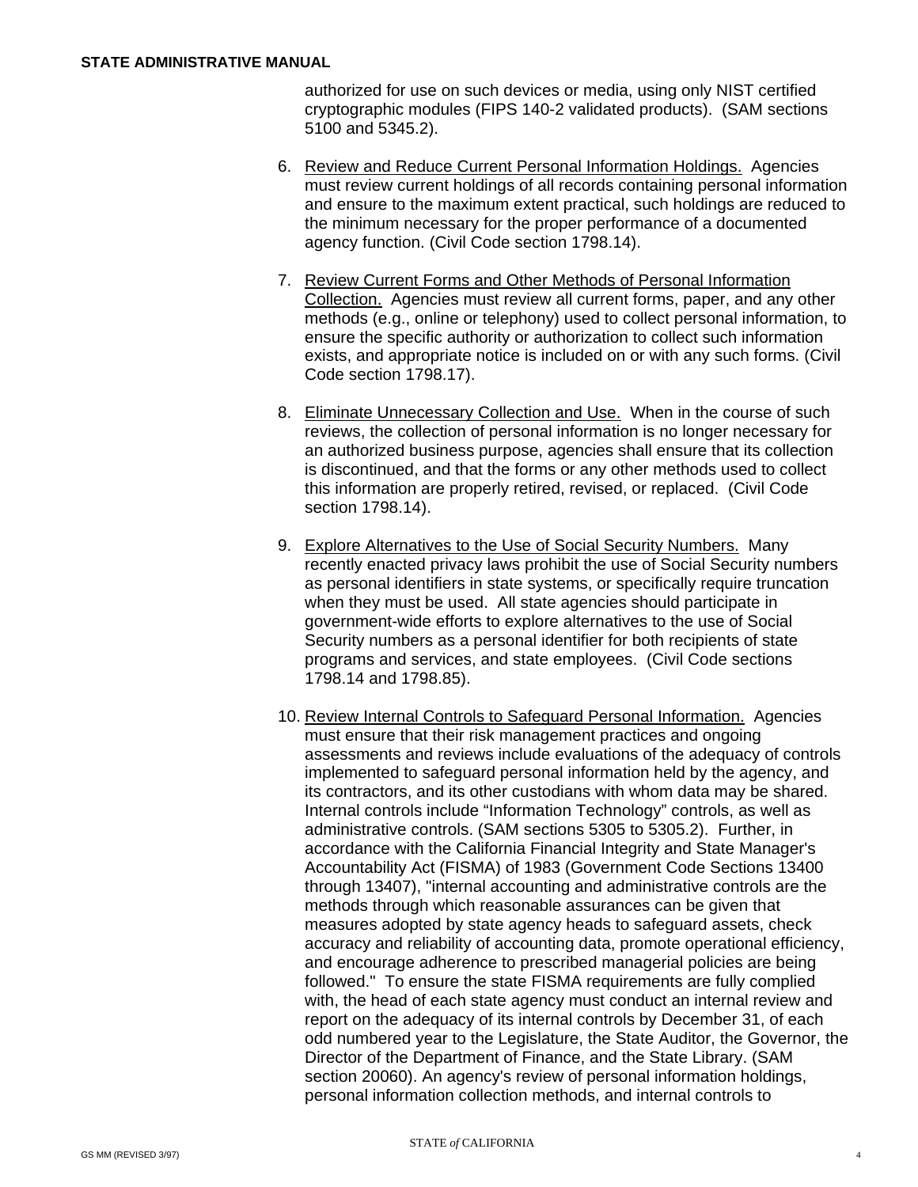authorized for use on such devices or media, using only NIST certified cryptographic modules (FIPS 140-2 validated products). (SAM sections 5100 and 5345.2).

6. Review and Reduce Current Personal Information Holdings. Agencies must review current holdings of all records containing personal information and ensure to the maximum extent practical, such holdings are reduced to the minimum necessary for the proper performance of a documented agency function. (Civil Code section 1798.14).

7. Review Current Forms and Other Methods of Personal Information Collection. Agencies must review all current forms, paper, and any other methods (e.g., online or telephony) used to collect personal information, to ensure the specific authority or authorization to collect such information exists, and appropriate notice is included on or with any such forms. (Civil Code section 1798.17).

8. Eliminate Unnecessary Collection and Use. When in the course of such reviews, the collection of personal information is no longer necessary for an authorized business purpose, agencies shall ensure that its collection is discontinued, and that the forms or any other methods used to collect this information are properly retired, revised, or replaced. (Civil Code section 1798.14).

9. Explore Alternatives to the Use of Social Security Numbers. Many recently enacted privacy laws prohibit the use of Social Security numbers as personal identifiers in state systems, or specifically require truncation when they must be used. All state agencies should participate in government-wide efforts to explore alternatives to the use of Social Security numbers as a personal identifier for both recipients of state programs and services, and state employees. (Civil Code sections 1798.14 and 1798.85).

10. Review Internal Controls to Safeguard Personal Information. Agencies must ensure that their risk management practices and ongoing assessments and reviews include evaluations of the adequacy of controls implemented to safeguard personal information held by the agency, and its contractors, and its other custodians with whom data may be shared. Internal controls include "Information Technology" controls, as well as administrative controls. (SAM sections 5305 to 5305.2). Further, in accordance with the California Financial Integrity and State Manager's Accountability Act (FISMA) of 1983 (Government Code Sections 13400 through 13407), "internal accounting and administrative controls are the methods through which reasonable assurances can be given that measures adopted by state agency heads to safeguard assets, check accuracy and reliability of accounting data, promote operational efficiency, and encourage adherence to prescribed managerial policies are being followed." To ensure the state FISMA requirements are fully complied with, the head of each state agency must conduct an internal review and report on the adequacy of its internal controls by December 31, of each odd numbered year to the Legislature, the State Auditor, the Governor, the Director of the Department of Finance, and the State Library. (SAM section 20060). An agency's review of personal information holdings, personal information collection methods, and internal controls to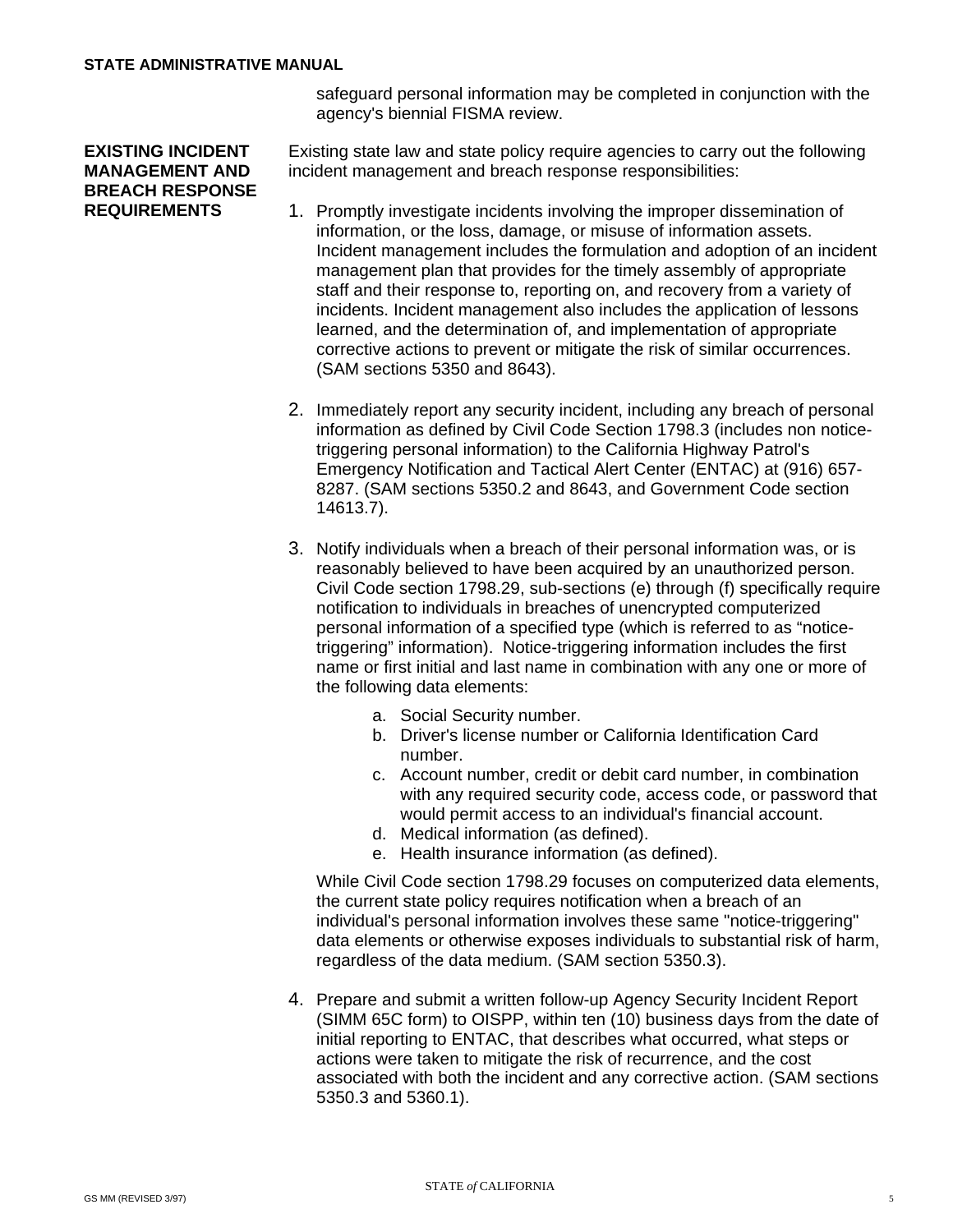safeguard personal information may be completed in conjunction with the agency's biennial FISMA review.

## EXISTING INCIDENT MANAGEMENT AND BREACH RESPONSE REQUIREMENTS

Existing state law and state policy require agencies to carry out the following incident management and breach response responsibilities:

1. Promptly investigate incidents involving the improper dissemination of information, or the loss, damage, or misuse of information assets. Incident management includes the formulation and adoption of an incident management plan that provides for the timely assembly of appropriate staff and their response to, reporting on, and recovery from a variety of incidents. Incident management also includes the application of lessons learned, and the determination of, and implementation of appropriate corrective actions to prevent or mitigate the risk of similar occurrences. (SAM sections 5350 and 8643).

2. Immediately report any security incident, including any breach of personal information as defined by Civil Code Section 1798.3 (includes non notice-triggering personal information) to the California Highway Patrol's Emergency Notification and Tactical Alert Center (ENTAC) at (916) 657-8287. (SAM sections 5350.2 and 8643, and Government Code section 14613.7).

3. Notify individuals when a breach of their personal information was, or is reasonably believed to have been acquired by an unauthorized person. Civil Code section 1798.29, sub-sections (e) through (f) specifically require notification to individuals in breaches of unencrypted computerized personal information of a specified type (which is referred to as "notice-triggering" information). Notice-triggering information includes the first name or first initial and last name in combination with any one or more of the following data elements:

   a. Social Security number.
   b. Driver's license number or California Identification Card number.
   c. Account number, credit or debit card number, in combination with any required security code, access code, or password that would permit access to an individual's financial account.
   d. Medical information (as defined).
   e. Health insurance information (as defined).

   While Civil Code section 1798.29 focuses on computerized data elements, the current state policy requires notification when a breach of an individual's personal information involves these same "notice-triggering" data elements or otherwise exposes individuals to substantial risk of harm, regardless of the data medium. (SAM section 5350.3).

4. Prepare and submit a written follow-up Agency Security Incident Report (SIMM 65C form) to OISPP, within ten (10) business days from the date of initial reporting to ENTAC, that describes what occurred, what steps or actions were taken to mitigate the risk of recurrence, and the cost associated with both the incident and any corrective action. (SAM sections 5350.3 and 5360.1).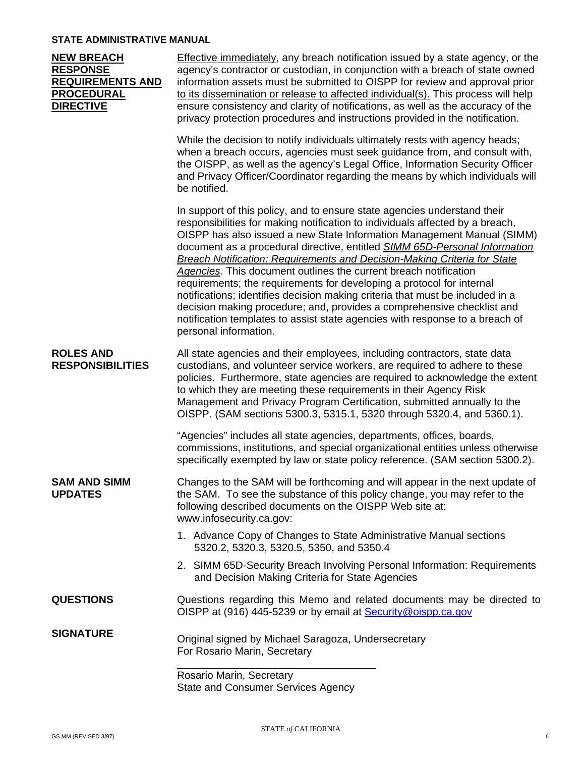**STATE ADMINISTRATIVE MANUAL**

**NEW BREACH RESPONSE REQUIREMENTS AND PROCEDURAL DIRECTIVE**

Effective immediately, any breach notification issued by a state agency, or the agency's contractor or custodian, in conjunction with a breach of state owned information assets must be submitted to OISPP for review and approval prior to its dissemination or release to affected individual(s). This process will help ensure consistency and clarity of notifications, as well as the accuracy of the privacy protection procedures and instructions provided in the notification.

While the decision to notify individuals ultimately rests with agency heads; when a breach occurs, agencies must seek guidance from, and consult with, the OISPP, as well as the agency's Legal Office, Information Security Officer and Privacy Officer/Coordinator regarding the means by which individuals will be notified.

In support of this policy, and to ensure state agencies understand their responsibilities for making notification to individuals affected by a breach, OISPP has also issued a new State Information Management Manual (SIMM) document as a procedural directive, entitled ***SIMM 65D-Personal Information Breach Notification: Requirements and Decision-Making Criteria for State Agencies***. This document outlines the current breach notification requirements; the requirements for developing a protocol for internal notifications; identifies decision making criteria that must be included in a decision making procedure; and, provides a comprehensive checklist and notification templates to assist state agencies with response to a breach of personal information.

**ROLES AND RESPONSIBILITIES**

All state agencies and their employees, including contractors, state data custodians, and volunteer service workers, are required to adhere to these policies. Furthermore, state agencies are required to acknowledge the extent to which they are meeting these requirements in their Agency Risk Management and Privacy Program Certification, submitted annually to the OISPP. (SAM sections 5300.3, 5315.1, 5320 through 5320.4, and 5360.1).

"Agencies" includes all state agencies, departments, offices, boards, commissions, institutions, and special organizational entities unless otherwise specifically exempted by law or state policy reference. (SAM section 5300.2).

**SAM AND SIMM UPDATES**

Changes to the SAM will be forthcoming and will appear in the next update of the SAM. To see the substance of this policy change, you may refer to the following described documents on the OISPP Web site at: www.infosecurity.ca.gov:

1. Advance Copy of Changes to State Administrative Manual sections 5320.2, 5320.3, 5320.5, 5350, and 5350.4
2. SIMM 65D-Security Breach Involving Personal Information: Requirements and Decision Making Criteria for State Agencies

**QUESTIONS**

Questions regarding this Memo and related documents may be directed to OISPP at (916) 445-5239 or by email at Security@oispp.ca.gov

**SIGNATURE**

Original signed by Michael Saragoza, Undersecretary
For Rosario Marin, Secretary

_________________________________

Rosario Marin, Secretary
State and Consumer Services Agency